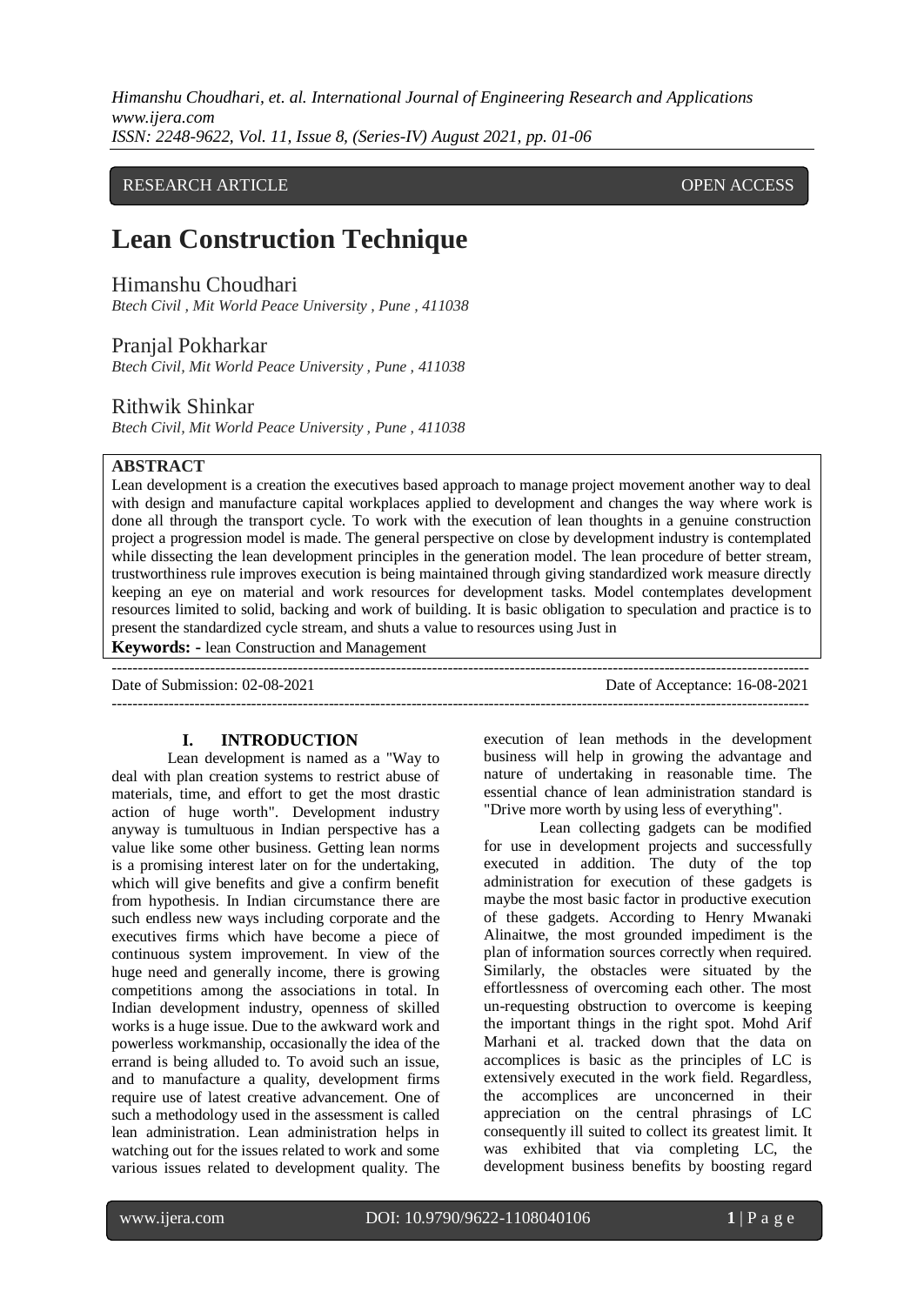RESEARCH ARTICLE OPEN ACCESS

# Lean Construction Technique

Himanshu Choudhari
*Btech Civil , Mit World Peace University , Pune , 411038*

Pranjal Pokharkar
*Btech Civil, Mit World Peace University , Pune , 411038*

Rithwik Shinkar
*Btech Civil, Mit World Peace University , Pune , 411038*

**ABSTRACT**

Lean development is a creation the executives based approach to manage project movement another way to deal with design and manufacture capital workplaces applied to development and changes the way where work is done all through the transport cycle. To work with the execution of lean thoughts in a genuine construction project a progression model is made. The general perspective on close by development industry is contemplated while dissecting the lean development principles in the generation model. The lean procedure of better stream, trustworthiness rule improves execution is being maintained through giving standardized work measure directly keeping an eye on material and work resources for development tasks. Model contemplates development resources limited to solid, backing and work of building. It is basic obligation to speculation and practice is to present the standardized cycle stream, and shuts a value to resources using Just in

**Keywords: -** lean Construction and Management

Date of Submission: 02-08-2021 Date of Acceptance: 16-08-2021

## I. INTRODUCTION

Lean development is named as a "Way to deal with plan creation systems to restrict abuse of materials, time, and effort to get the most drastic action of huge worth". Development industry anyway is tumultuous in Indian perspective has a value like some other business. Getting lean norms is a promising interest later on for the undertaking, which will give benefits and give a confirm benefit from hypothesis. In Indian circumstance there are such endless new ways including corporate and the executives firms which have become a piece of continuous system improvement. In view of the huge need and generally income, there is growing competitions among the associations in total. In Indian development industry, openness of skilled works is a huge issue. Due to the awkward work and powerless workmanship, occasionally the idea of the errand is being alluded to. To avoid such an issue, and to manufacture a quality, development firms require use of latest creative advancement. One of such a methodology used in the assessment is called lean administration. Lean administration helps in watching out for the issues related to work and some various issues related to development quality. The execution of lean methods in the development business will help in growing the advantage and nature of undertaking in reasonable time. The essential chance of lean administration standard is "Drive more worth by using less of everything".

Lean collecting gadgets can be modified for use in development projects and successfully executed in addition. The duty of the top administration for execution of these gadgets is maybe the most basic factor in productive execution of these gadgets. According to Henry Mwanaki Alinaitwe, the most grounded impediment is the plan of information sources correctly when required. Similarly, the obstacles were situated by the effortlessness of overcoming each other. The most un-requesting obstruction to overcome is keeping the important things in the right spot. Mohd Arif Marhani et al. tracked down that the data on accomplices is basic as the principles of LC is extensively executed in the work field. Regardless, the accomplices are unconcerned in their appreciation on the central phrasings of LC consequently ill suited to collect its greatest limit. It was exhibited that via completing LC, the development business benefits by boosting regard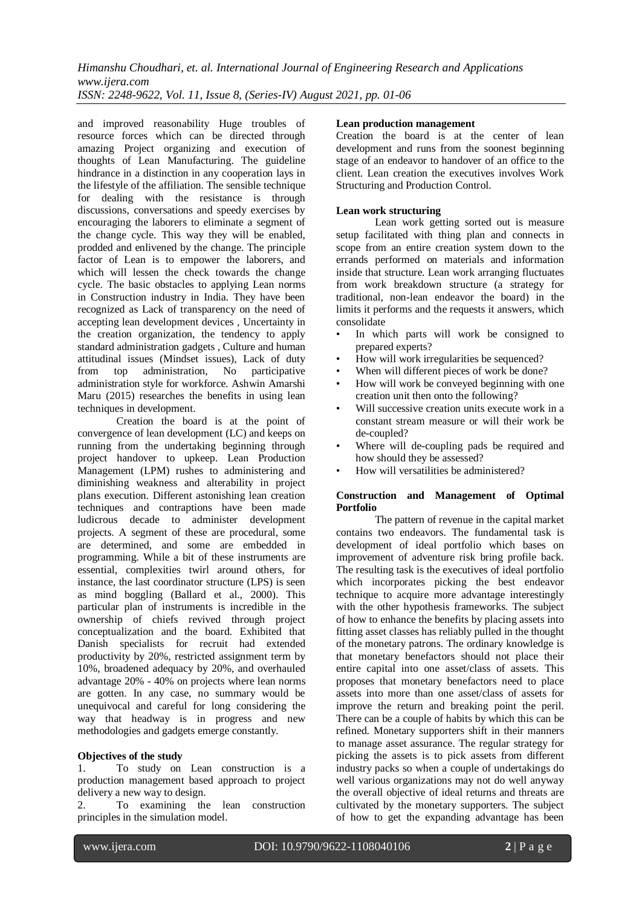and improved reasonability Huge troubles of resource forces which can be directed through amazing Project organizing and execution of thoughts of Lean Manufacturing. The guideline hindrance in a distinction in any cooperation lays in the lifestyle of the affiliation. The sensible technique for dealing with the resistance is through discussions, conversations and speedy exercises by encouraging the laborers to eliminate a segment of the change cycle. This way they will be enabled, prodded and enlivened by the change. The principle factor of Lean is to empower the laborers, and which will lessen the check towards the change cycle. The basic obstacles to applying Lean norms in Construction industry in India. They have been recognized as Lack of transparency on the need of accepting lean development devices , Uncertainty in the creation organization, the tendency to apply standard administration gadgets , Culture and human attitudinal issues (Mindset issues), Lack of duty from top administration, No participative administration style for workforce. Ashwin Amarshi Maru (2015) researches the benefits in using lean techniques in development.

Creation the board is at the point of convergence of lean development (LC) and keeps on running from the undertaking beginning through project handover to upkeep. Lean Production Management (LPM) rushes to administering and diminishing weakness and alterability in project plans execution. Different astonishing lean creation techniques and contraptions have been made ludicrous decade to administer development projects. A segment of these are procedural, some are determined, and some are embedded in programming. While a bit of these instruments are essential, complexities twirl around others, for instance, the last coordinator structure (LPS) is seen as mind boggling (Ballard et al., 2000). This particular plan of instruments is incredible in the ownership of chiefs revived through project conceptualization and the board. Exhibited that Danish specialists for recruit had extended productivity by 20%, restricted assignment term by 10%, broadened adequacy by 20%, and overhauled advantage 20% - 40% on projects where lean norms are gotten. In any case, no summary would be unequivocal and careful for long considering the way that headway is in progress and new methodologies and gadgets emerge constantly.

**Objectives of the study**

1. To study on Lean construction is a production management based approach to project delivery a new way to design.
2. To examining the lean construction principles in the simulation model.

**Lean production management**

Creation the board is at the center of lean development and runs from the soonest beginning stage of an endeavor to handover of an office to the client. Lean creation the executives involves Work Structuring and Production Control.

**Lean work structuring**

Lean work getting sorted out is measure setup facilitated with thing plan and connects in scope from an entire creation system down to the errands performed on materials and information inside that structure. Lean work arranging fluctuates from work breakdown structure (a strategy for traditional, non-lean endeavor the board) in the limits it performs and the requests it answers, which consolidate

- In which parts will work be consigned to prepared experts?
- How will work irregularities be sequenced?
- When will different pieces of work be done?
- How will work be conveyed beginning with one creation unit then onto the following?
- Will successive creation units execute work in a constant stream measure or will their work be de-coupled?
- Where will de-coupling pads be required and how should they be assessed?
- How will versatilities be administered?

**Construction and Management of Optimal Portfolio**

The pattern of revenue in the capital market contains two endeavors. The fundamental task is development of ideal portfolio which bases on improvement of adventure risk bring profile back. The resulting task is the executives of ideal portfolio which incorporates picking the best endeavor technique to acquire more advantage interestingly with the other hypothesis frameworks. The subject of how to enhance the benefits by placing assets into fitting asset classes has reliably pulled in the thought of the monetary patrons. The ordinary knowledge is that monetary benefactors should not place their entire capital into one asset/class of assets. This proposes that monetary benefactors need to place assets into more than one asset/class of assets for improve the return and breaking point the peril. There can be a couple of habits by which this can be refined. Monetary supporters shift in their manners to manage asset assurance. The regular strategy for picking the assets is to pick assets from different industry packs so when a couple of undertakings do well various organizations may not do well anyway the overall objective of ideal returns and threats are cultivated by the monetary supporters. The subject of how to get the expanding advantage has been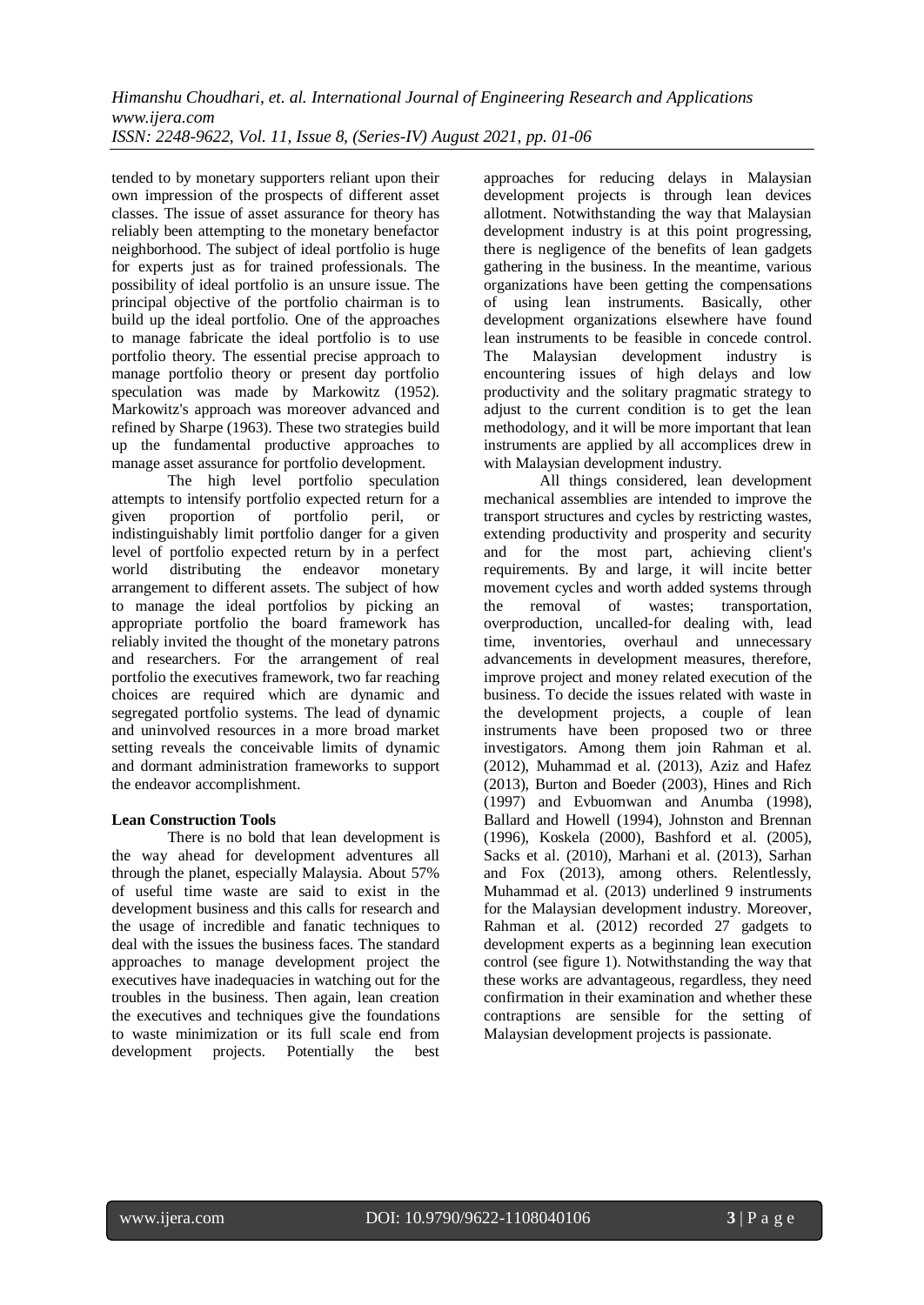tended to by monetary supporters reliant upon their own impression of the prospects of different asset classes. The issue of asset assurance for theory has reliably been attempting to the monetary benefactor neighborhood. The subject of ideal portfolio is huge for experts just as for trained professionals. The possibility of ideal portfolio is an unsure issue. The principal objective of the portfolio chairman is to build up the ideal portfolio. One of the approaches to manage fabricate the ideal portfolio is to use portfolio theory. The essential precise approach to manage portfolio theory or present day portfolio speculation was made by Markowitz (1952). Markowitz's approach was moreover advanced and refined by Sharpe (1963). These two strategies build up the fundamental productive approaches to manage asset assurance for portfolio development.

The high level portfolio speculation attempts to intensify portfolio expected return for a given proportion of portfolio peril, or indistinguishably limit portfolio danger for a given level of portfolio expected return by in a perfect world distributing the endeavor monetary arrangement to different assets. The subject of how to manage the ideal portfolios by picking an appropriate portfolio the board framework has reliably invited the thought of the monetary patrons and researchers. For the arrangement of real portfolio the executives framework, two far reaching choices are required which are dynamic and segregated portfolio systems. The lead of dynamic and uninvolved resources in a more broad market setting reveals the conceivable limits of dynamic and dormant administration frameworks to support the endeavor accomplishment.

**Lean Construction Tools**

There is no bold that lean development is the way ahead for development adventures all through the planet, especially Malaysia. About 57% of useful time waste are said to exist in the development business and this calls for research and the usage of incredible and fanatic techniques to deal with the issues the business faces. The standard approaches to manage development project the executives have inadequacies in watching out for the troubles in the business. Then again, lean creation the executives and techniques give the foundations to waste minimization or its full scale end from development projects. Potentially the best approaches for reducing delays in Malaysian development projects is through lean devices allotment. Notwithstanding the way that Malaysian development industry is at this point progressing, there is negligence of the benefits of lean gadgets gathering in the business. In the meantime, various organizations have been getting the compensations of using lean instruments. Basically, other development organizations elsewhere have found lean instruments to be feasible in concede control. The Malaysian development industry is encountering issues of high delays and low productivity and the solitary pragmatic strategy to adjust to the current condition is to get the lean methodology, and it will be more important that lean instruments are applied by all accomplices drew in with Malaysian development industry.

All things considered, lean development mechanical assemblies are intended to improve the transport structures and cycles by restricting wastes, extending productivity and prosperity and security and for the most part, achieving client's requirements. By and large, it will incite better movement cycles and worth added systems through the removal of wastes; transportation, overproduction, uncalled-for dealing with, lead time, inventories, overhaul and unnecessary advancements in development measures, therefore, improve project and money related execution of the business. To decide the issues related with waste in the development projects, a couple of lean instruments have been proposed two or three investigators. Among them join Rahman et al. (2012), Muhammad et al. (2013), Aziz and Hafez (2013), Burton and Boeder (2003), Hines and Rich (1997) and Evbuomwan and Anumba (1998), Ballard and Howell (1994), Johnston and Brennan (1996), Koskela (2000), Bashford et al. (2005), Sacks et al. (2010), Marhani et al. (2013), Sarhan and Fox (2013), among others. Relentlessly, Muhammad et al. (2013) underlined 9 instruments for the Malaysian development industry. Moreover, Rahman et al. (2012) recorded 27 gadgets to development experts as a beginning lean execution control (see figure 1). Notwithstanding the way that these works are advantageous, regardless, they need confirmation in their examination and whether these contraptions are sensible for the setting of Malaysian development projects is passionate.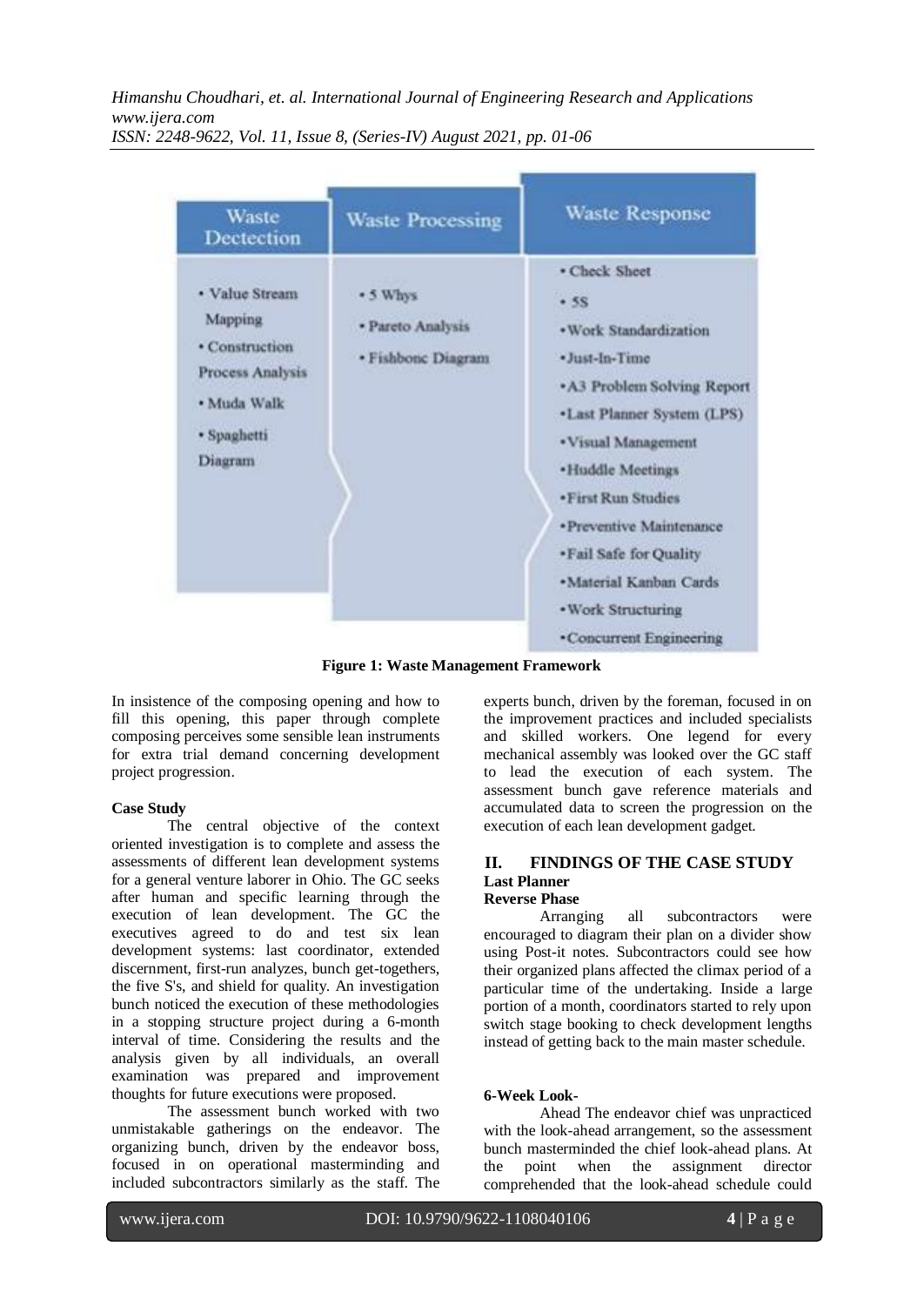| Waste Dectection | Waste Processing | Waste Response |
|---|---|---|
| • Value Stream Mapping<br>• Construction Process Analysis<br>• Muda Walk<br>• Spaghetti Diagram | • 5 Whys<br>• Pareto Analysis<br>• Fishbone Diagram | • Check Sheet<br>• 5S<br>• Work Standardization<br>• Just-In-Time<br>• A3 Problem Solving Report<br>• Last Planner System (LPS)<br>• Visual Management<br>• Huddle Meetings<br>• First Run Studies<br>• Preventive Maintenance<br>• Fail Safe for Quality<br>• Material Kanban Cards<br>• Work Structuring<br>• Concurrent Engineering |

**Figure 1: Waste Management Framework**

In insistence of the composing opening and how to fill this opening, this paper through complete composing perceives some sensible lean instruments for extra trial demand concerning development project progression.

**Case Study**

The central objective of the context oriented investigation is to complete and assess the assessments of different lean development systems for a general venture laborer in Ohio. The GC seeks after human and specific learning through the execution of lean development. The GC the executives agreed to do and test six lean development systems: last coordinator, extended discernment, first-run analyzes, bunch get-togethers, the five S's, and shield for quality. An investigation bunch noticed the execution of these methodologies in a stopping structure project during a 6-month interval of time. Considering the results and the analysis given by all individuals, an overall examination was prepared and improvement thoughts for future executions were proposed.

The assessment bunch worked with two unmistakable gatherings on the endeavor. The organizing bunch, driven by the endeavor boss, focused in on operational masterminding and included subcontractors similarly as the staff. The experts bunch, driven by the foreman, focused in on the improvement practices and included specialists and skilled workers. One legend for every mechanical assembly was looked over the GC staff to lead the execution of each system. The assessment bunch gave reference materials and accumulated data to screen the progression on the execution of each lean development gadget.

## II. FINDINGS OF THE CASE STUDY

### Last Planner

#### Reverse Phase

Arranging all subcontractors were encouraged to diagram their plan on a divider show using Post-it notes. Subcontractors could see how their organized plans affected the climax period of a particular time of the undertaking. Inside a large portion of a month, coordinators started to rely upon switch stage booking to check development lengths instead of getting back to the main master schedule.

#### 6-Week Look-

Ahead The endeavor chief was unpracticed with the look-ahead arrangement, so the assessment bunch masterminded the chief look-ahead plans. At the point when the assignment director comprehended that the look-ahead schedule could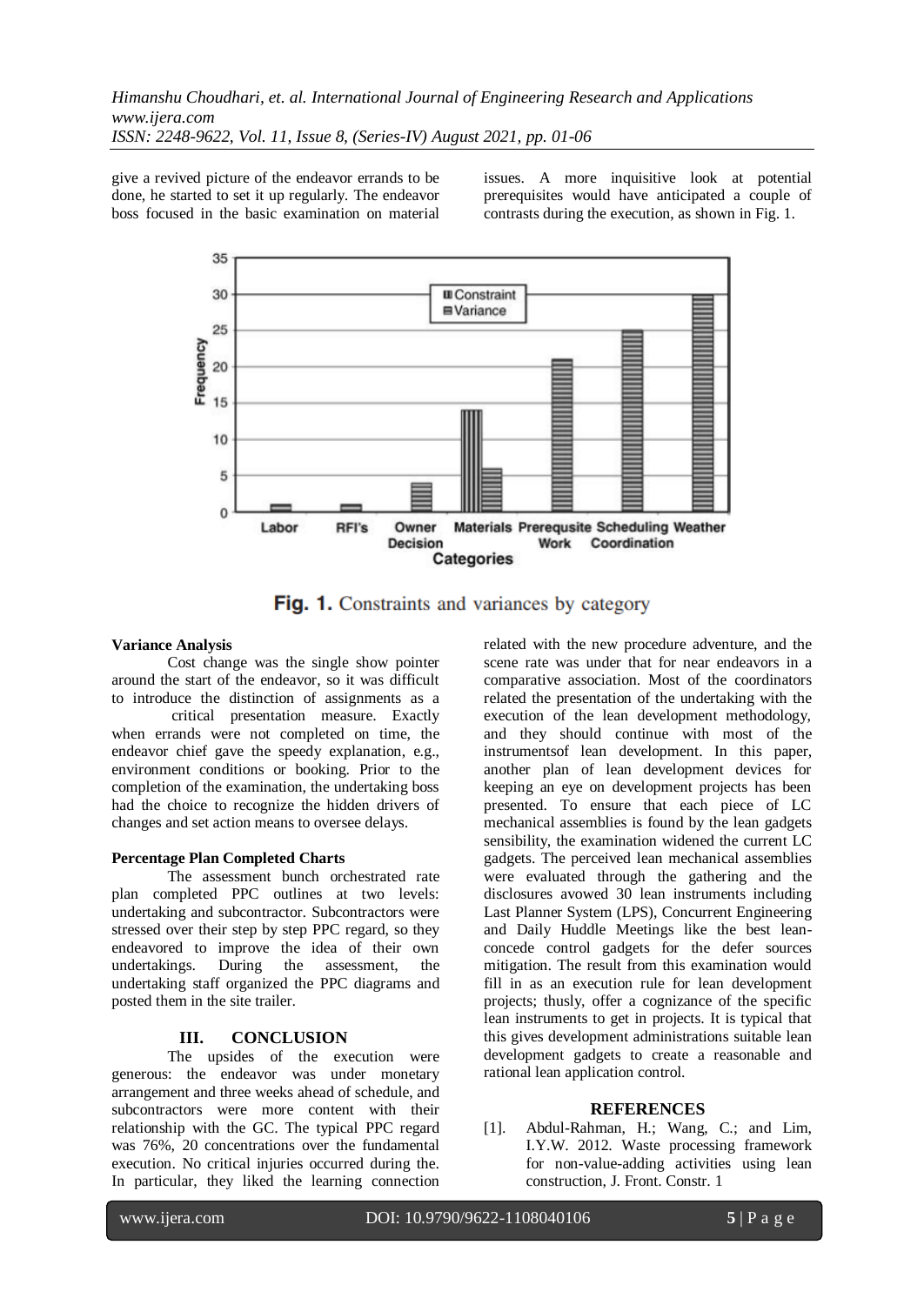give a revived picture of the endeavor errands to be done, he started to set it up regularly. The endeavor boss focused in the basic examination on material issues. A more inquisitive look at potential prerequisites would have anticipated a couple of contrasts during the execution, as shown in Fig. 1.

**Fig. 1.** Constraints and variances by category

### Variance Analysis

Cost change was the single show pointer around the start of the endeavor, so it was difficult to introduce the distinction of assignments as a critical presentation measure. Exactly when errands were not completed on time, the endeavor chief gave the speedy explanation, e.g., environment conditions or booking. Prior to the completion of the examination, the undertaking boss had the choice to recognize the hidden drivers of changes and set action means to oversee delays.

### Percentage Plan Completed Charts

The assessment bunch orchestrated rate plan completed PPC outlines at two levels: undertaking and subcontractor. Subcontractors were stressed over their step by step PPC regard, so they endeavored to improve the idea of their own undertakings. During the assessment, the undertaking staff organized the PPC diagrams and posted them in the site trailer.

## III. CONCLUSION

The upsides of the execution were generous: the endeavor was under monetary arrangement and three weeks ahead of schedule, and subcontractors were more content with their relationship with the GC. The typical PPC regard was 76%, 20 concentrations over the fundamental execution. No critical injuries occurred during the. In particular, they liked the learning connection related with the new procedure adventure, and the scene rate was under that for near endeavors in a comparative association. Most of the coordinators related the presentation of the undertaking with the execution of the lean development methodology, and they should continue with most of the instrumentsof lean development. In this paper, another plan of lean development devices for keeping an eye on development projects has been presented. To ensure that each piece of LC mechanical assemblies is found by the lean gadgets sensibility, the examination widened the current LC gadgets. The perceived lean mechanical assemblies were evaluated through the gathering and the disclosures avowed 30 lean instruments including Last Planner System (LPS), Concurrent Engineering and Daily Huddle Meetings like the best lean-concede control gadgets for the defer sources mitigation. The result from this examination would fill in as an execution rule for lean development projects; thusly, offer a cognizance of the specific lean instruments to get in projects. It is typical that this gives development administrations suitable lean development gadgets to create a reasonable and rational lean application control.

## REFERENCES

[1]. Abdul-Rahman, H.; Wang, C.; and Lim, I.Y.W. 2012. Waste processing framework for non-value-adding activities using lean construction, J. Front. Constr. 1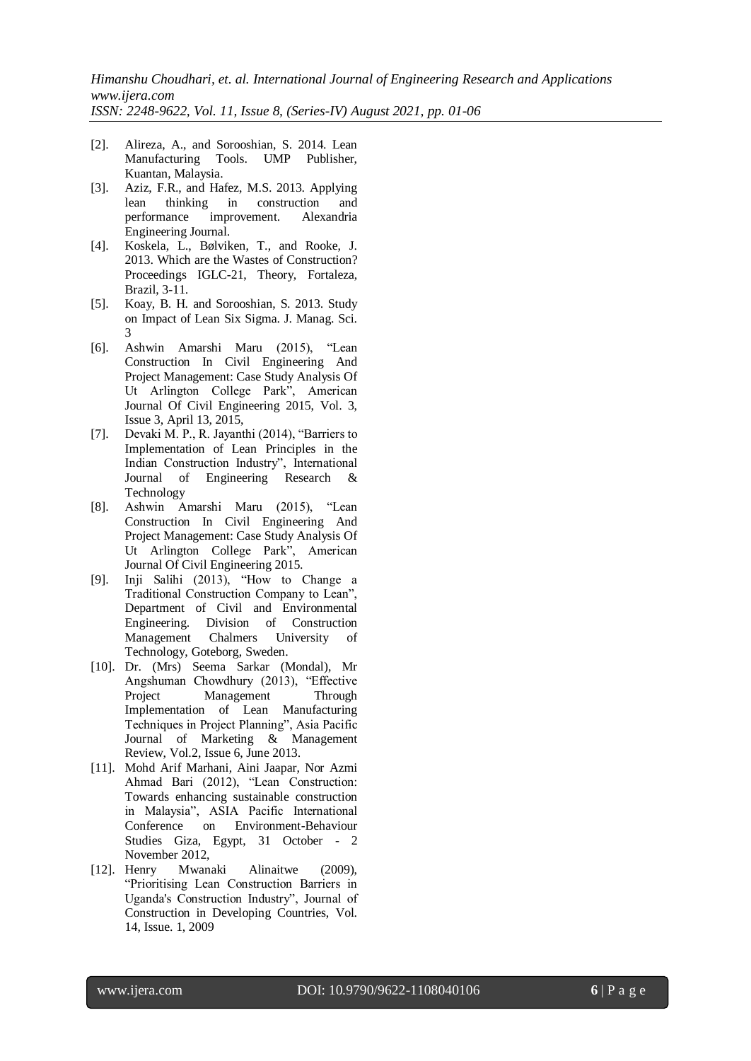[2]. Alireza, A., and Sorooshian, S. 2014. Lean Manufacturing Tools. UMP Publisher, Kuantan, Malaysia.

[3]. Aziz, F.R., and Hafez, M.S. 2013. Applying lean thinking in construction and performance improvement. Alexandria Engineering Journal.

[4]. Koskela, L., Bølviken, T., and Rooke, J. 2013. Which are the Wastes of Construction? Proceedings IGLC-21, Theory, Fortaleza, Brazil, 3-11.

[5]. Koay, B. H. and Sorooshian, S. 2013. Study on Impact of Lean Six Sigma. J. Manag. Sci. 3

[6]. Ashwin Amarshi Maru (2015), "Lean Construction In Civil Engineering And Project Management: Case Study Analysis Of Ut Arlington College Park", American Journal Of Civil Engineering 2015, Vol. 3, Issue 3, April 13, 2015,

[7]. Devaki M. P., R. Jayanthi (2014), "Barriers to Implementation of Lean Principles in the Indian Construction Industry", International Journal of Engineering Research & Technology

[8]. Ashwin Amarshi Maru (2015), "Lean Construction In Civil Engineering And Project Management: Case Study Analysis Of Ut Arlington College Park", American Journal Of Civil Engineering 2015.

[9]. Inji Salihi (2013), "How to Change a Traditional Construction Company to Lean", Department of Civil and Environmental Engineering. Division of Construction Management Chalmers University of Technology, Goteborg, Sweden.

[10]. Dr. (Mrs) Seema Sarkar (Mondal), Mr Angshuman Chowdhury (2013), "Effective Project Management Through Implementation of Lean Manufacturing Techniques in Project Planning", Asia Pacific Journal of Marketing & Management Review, Vol.2, Issue 6, June 2013.

[11]. Mohd Arif Marhani, Aini Jaapar, Nor Azmi Ahmad Bari (2012), "Lean Construction: Towards enhancing sustainable construction in Malaysia", ASIA Pacific International Conference on Environment-Behaviour Studies Giza, Egypt, 31 October - 2 November 2012,

[12]. Henry Mwanaki Alinaitwe (2009), "Prioritising Lean Construction Barriers in Uganda's Construction Industry", Journal of Construction in Developing Countries, Vol. 14, Issue. 1, 2009